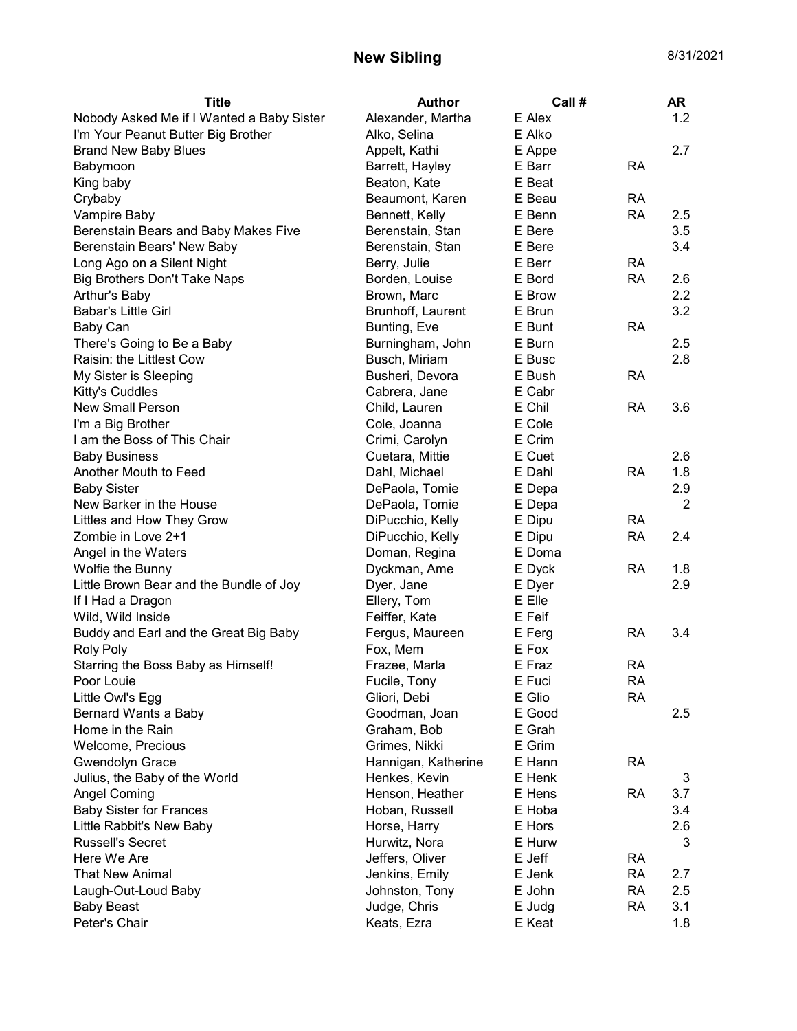# New Sibling

8/31/2021

| Title | Author | Call # | | AR |
|---|---|---|---|---|
| Nobody Asked Me if I Wanted a Baby Sister | Alexander, Martha | E Alex | | 1.2 |
| I'm Your Peanut Butter Big Brother | Alko, Selina | E Alko | | |
| Brand New Baby Blues | Appelt, Kathi | E Appe | | 2.7 |
| Babymoon | Barrett, Hayley | E Barr | RA | |
| King baby | Beaton, Kate | E Beat | | |
| Crybaby | Beaumont, Karen | E Beau | RA | |
| Vampire Baby | Bennett, Kelly | E Benn | RA | 2.5 |
| Berenstain Bears and Baby Makes Five | Berenstain, Stan | E Bere | | 3.5 |
| Berenstain Bears' New Baby | Berenstain, Stan | E Bere | | 3.4 |
| Long Ago on a Silent Night | Berry, Julie | E Berr | RA | |
| Big Brothers Don't Take Naps | Borden, Louise | E Bord | RA | 2.6 |
| Arthur's Baby | Brown, Marc | E Brow | | 2.2 |
| Babar's Little Girl | Brunhoff, Laurent | E Brun | | 3.2 |
| Baby Can | Bunting, Eve | E Bunt | RA | |
| There's Going to Be a Baby | Burningham, John | E Burn | | 2.5 |
| Raisin: the Littlest Cow | Busch, Miriam | E Busc | | 2.8 |
| My Sister is Sleeping | Busheri, Devora | E Bush | RA | |
| Kitty's Cuddles | Cabrera, Jane | E Cabr | | |
| New Small Person | Child, Lauren | E Chil | RA | 3.6 |
| I'm a Big Brother | Cole, Joanna | E Cole | | |
| I am the Boss of This Chair | Crimi, Carolyn | E Crim | | |
| Baby Business | Cuetara, Mittie | E Cuet | | 2.6 |
| Another Mouth to Feed | Dahl, Michael | E Dahl | RA | 1.8 |
| Baby Sister | DePaola, Tomie | E Depa | | 2.9 |
| New Barker in the House | DePaola, Tomie | E Depa | | 2 |
| Littles and How They Grow | DiPucchio, Kelly | E Dipu | RA | |
| Zombie in Love 2+1 | DiPucchio, Kelly | E Dipu | RA | 2.4 |
| Angel in the Waters | Doman, Regina | E Doma | | |
| Wolfie the Bunny | Dyckman, Ame | E Dyck | RA | 1.8 |
| Little Brown Bear and the Bundle of Joy | Dyer, Jane | E Dyer | | 2.9 |
| If I Had a Dragon | Ellery, Tom | E Elle | | |
| Wild, Wild Inside | Feiffer, Kate | E Feif | | |
| Buddy and Earl and the Great Big Baby | Fergus, Maureen | E Ferg | RA | 3.4 |
| Roly Poly | Fox, Mem | E Fox | | |
| Starring the Boss Baby as Himself! | Frazee, Marla | E Fraz | RA | |
| Poor Louie | Fucile, Tony | E Fuci | RA | |
| Little Owl's Egg | Gliori, Debi | E Glio | RA | |
| Bernard Wants a Baby | Goodman, Joan | E Good | | 2.5 |
| Home in the Rain | Graham, Bob | E Grah | | |
| Welcome, Precious | Grimes, Nikki | E Grim | | |
| Gwendolyn Grace | Hannigan, Katherine | E Hann | RA | |
| Julius, the Baby of the World | Henkes, Kevin | E Henk | | 3 |
| Angel Coming | Henson, Heather | E Hens | RA | 3.7 |
| Baby Sister for Frances | Hoban, Russell | E Hoba | | 3.4 |
| Little Rabbit's New Baby | Horse, Harry | E Hors | | 2.6 |
| Russell's Secret | Hurwitz, Nora | E Hurw | | 3 |
| Here We Are | Jeffers, Oliver | E Jeff | RA | |
| That New Animal | Jenkins, Emily | E Jenk | RA | 2.7 |
| Laugh-Out-Loud Baby | Johnston, Tony | E John | RA | 2.5 |
| Baby Beast | Judge, Chris | E Judg | RA | 3.1 |
| Peter's Chair | Keats, Ezra | E Keat | | 1.8 |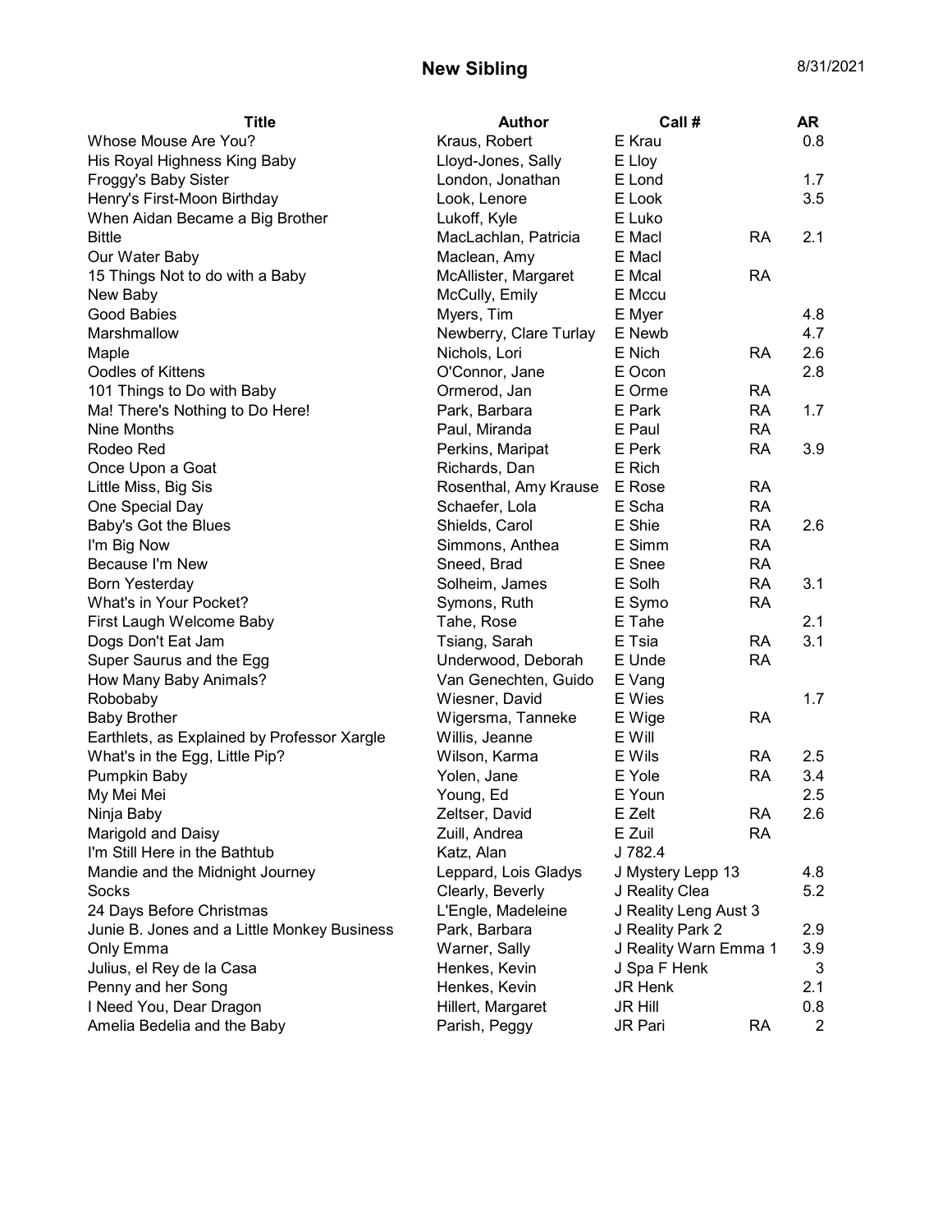# New Sibling

8/31/2021

| Title | Author | Call # | | AR |
|---|---|---|---|---|
| Whose Mouse Are You? | Kraus, Robert | E Krau | | 0.8 |
| His Royal Highness King Baby | Lloyd-Jones, Sally | E Lloy | | |
| Froggy's Baby Sister | London, Jonathan | E Lond | | 1.7 |
| Henry's First-Moon Birthday | Look, Lenore | E Look | | 3.5 |
| When Aidan Became a Big Brother | Lukoff, Kyle | E Luko | | |
| Bittle | MacLachlan, Patricia | E Macl | RA | 2.1 |
| Our Water Baby | Maclean, Amy | E Macl | | |
| 15 Things Not to do with a Baby | McAllister, Margaret | E Mcal | RA | |
| New Baby | McCully, Emily | E Mccu | | |
| Good Babies | Myers, Tim | E Myer | | 4.8 |
| Marshmallow | Newberry, Clare Turlay | E Newb | | 4.7 |
| Maple | Nichols, Lori | E Nich | RA | 2.6 |
| Oodles of Kittens | O'Connor, Jane | E Ocon | | 2.8 |
| 101 Things to Do with Baby | Ormerod, Jan | E Orme | RA | |
| Ma! There's Nothing to Do Here! | Park, Barbara | E Park | RA | 1.7 |
| Nine Months | Paul, Miranda | E Paul | RA | |
| Rodeo Red | Perkins, Maripat | E Perk | RA | 3.9 |
| Once Upon a Goat | Richards, Dan | E Rich | | |
| Little Miss, Big Sis | Rosenthal, Amy Krause | E Rose | RA | |
| One Special Day | Schaefer, Lola | E Scha | RA | |
| Baby's Got the Blues | Shields, Carol | E Shie | RA | 2.6 |
| I'm Big Now | Simmons, Anthea | E Simm | RA | |
| Because I'm New | Sneed, Brad | E Snee | RA | |
| Born Yesterday | Solheim, James | E Solh | RA | 3.1 |
| What's in Your Pocket? | Symons, Ruth | E Symo | RA | |
| First Laugh Welcome Baby | Tahe, Rose | E Tahe | | 2.1 |
| Dogs Don't Eat Jam | Tsiang, Sarah | E Tsia | RA | 3.1 |
| Super Saurus and the Egg | Underwood, Deborah | E Unde | RA | |
| How Many Baby Animals? | Van Genechten, Guido | E Vang | | |
| Robobaby | Wiesner, David | E Wies | | 1.7 |
| Baby Brother | Wigersma, Tanneke | E Wige | RA | |
| Earthlets, as Explained by Professor Xargle | Willis, Jeanne | E Will | | |
| What's in the Egg, Little Pip? | Wilson, Karma | E Wils | RA | 2.5 |
| Pumpkin Baby | Yolen, Jane | E Yole | RA | 3.4 |
| My Mei Mei | Young, Ed | E Youn | | 2.5 |
| Ninja Baby | Zeltser, David | E Zelt | RA | 2.6 |
| Marigold and Daisy | Zuill, Andrea | E Zuil | RA | |
| I'm Still Here in the Bathtub | Katz, Alan | J 782.4 | | |
| Mandie and the Midnight Journey | Leppard, Lois Gladys | J Mystery Lepp 13 | | 4.8 |
| Socks | Clearly, Beverly | J Reality Clea | | 5.2 |
| 24 Days Before Christmas | L'Engle, Madeleine | J Reality Leng Aust 3 | | |
| Junie B. Jones and a Little Monkey Business | Park, Barbara | J Reality Park 2 | | 2.9 |
| Only Emma | Warner, Sally | J Reality Warn Emma 1 | | 3.9 |
| Julius, el Rey de la Casa | Henkes, Kevin | J Spa F Henk | | 3 |
| Penny and her Song | Henkes, Kevin | JR Henk | | 2.1 |
| I Need You, Dear Dragon | Hillert, Margaret | JR Hill | | 0.8 |
| Amelia Bedelia and the Baby | Parish, Peggy | JR Pari | RA | 2 |